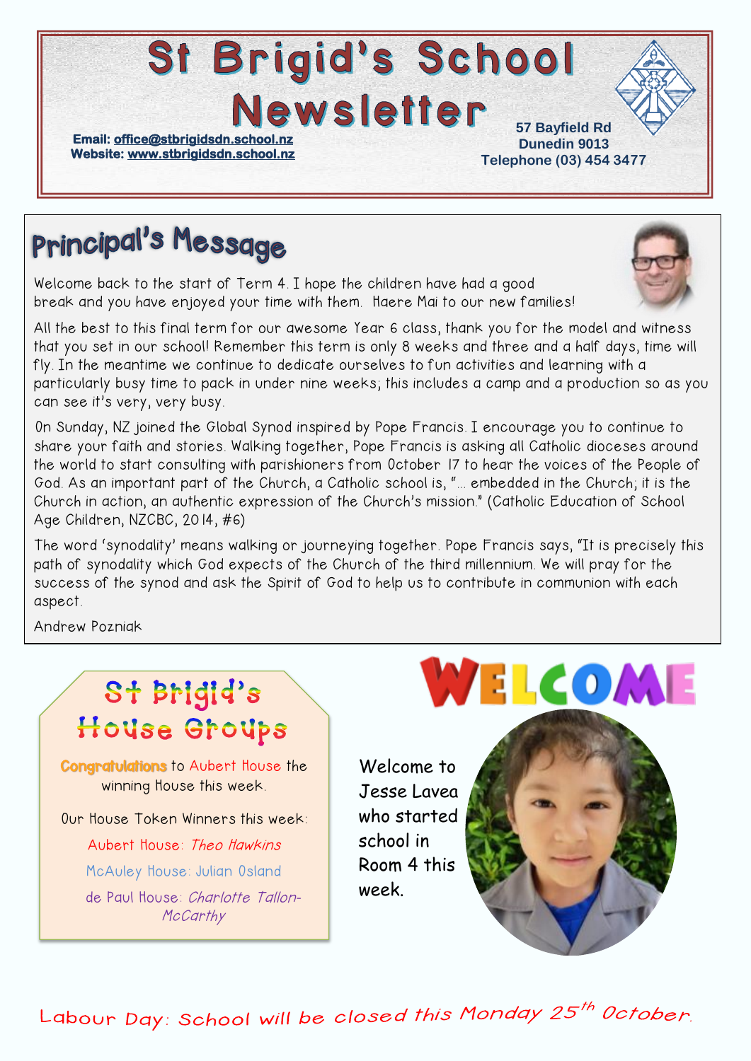# St Brigid's School Newsletter

**Email: office@stbrigidsdn.school.nz**
**Website: www.stbrigidsdn.school.nz**

**57 Bayfield Rd**
**Dunedin 9013**
**Telephone (03) 454 3477**

## Principal's Message

Welcome back to the start of Term 4. I hope the children have had a good break and you have enjoyed your time with them. Haere Mai to our new families!

All the best to this final term for our awesome Year 6 class, thank you for the model and witness that you set in our school! Remember this term is only 8 weeks and three and a half days, time will fly. In the meantime we continue to dedicate ourselves to fun activities and learning with a particularly busy time to pack in under nine weeks; this includes a camp and a production so as you can see it's very, very busy.

On Sunday, NZ joined the Global Synod inspired by Pope Francis. I encourage you to continue to share your faith and stories. Walking together, Pope Francis is asking all Catholic dioceses around the world to start consulting with parishioners from October 17 to hear the voices of the People of God. As an important part of the Church, a Catholic school is, "… embedded in the Church; it is the Church in action, an authentic expression of the Church's mission." (Catholic Education of School Age Children, NZCBC, 2014, #6)

The word 'synodality' means walking or journeying together. Pope Francis says, "It is precisely this path of synodality which God expects of the Church of the third millennium. We will pray for the success of the synod and ask the Spirit of God to help us to contribute in communion with each aspect.

Andrew Pozniak

## St Brigid's House Groups

Congratulations to Aubert House the winning House this week.

Our House Token Winners this week:

Aubert House: *Theo Hawkins*

McAuley House: Julian Osland

de Paul House: *Charlotte Tallon-McCarthy*

## WELCOME

Welcome to Jesse Lavea who started school in Room 4 this week.

Labour Day: School will be closed this Monday 25th October.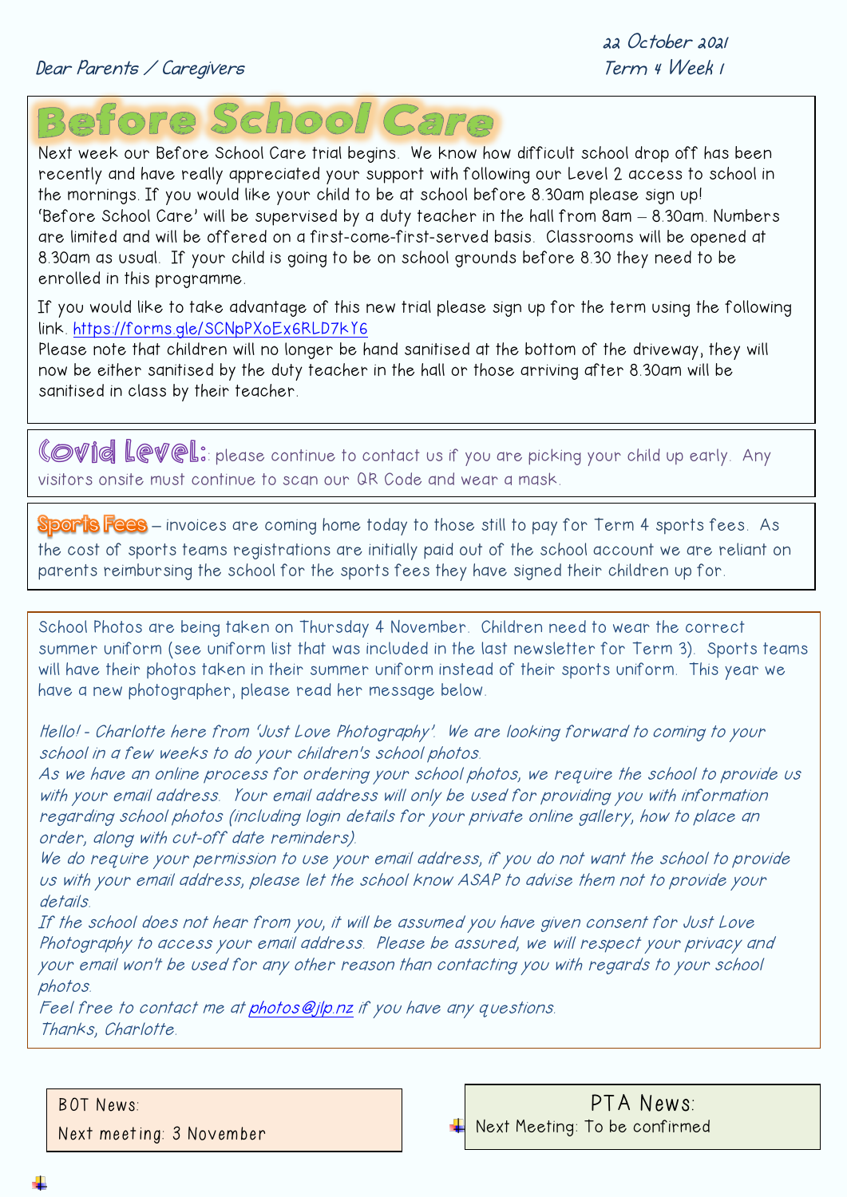22 October 2021
Term 4 Week 1

Dear Parents / Caregivers

## Before School Care

Next week our Before School Care trial begins. We know how difficult school drop off has been recently and have really appreciated your support with following our Level 2 access to school in the mornings. If you would like your child to be at school before 8.30am please sign up! 'Before School Care' will be supervised by a duty teacher in the hall from 8am – 8.30am. Numbers are limited and will be offered on a first-come-first-served basis. Classrooms will be opened at 8.30am as usual. If your child is going to be on school grounds before 8.30 they need to be enrolled in this programme.

If you would like to take advantage of this new trial please sign up for the term using the following link. https://forms.gle/SCNpPXoEx6RLD7kY6
Please note that children will no longer be hand sanitised at the bottom of the driveway, they will now be either sanitised by the duty teacher in the hall or those arriving after 8.30am will be sanitised in class by their teacher.

**Covid Level:** please continue to contact us if you are picking your child up early. Any visitors onsite must continue to scan our QR Code and wear a mask.

**Sports Fees** – invoices are coming home today to those still to pay for Term 4 sports fees. As the cost of sports teams registrations are initially paid out of the school account we are reliant on parents reimbursing the school for the sports fees they have signed their children up for.

School Photos are being taken on Thursday 4 November. Children need to wear the correct summer uniform (see uniform list that was included in the last newsletter for Term 3). Sports teams will have their photos taken in their summer uniform instead of their sports uniform. This year we have a new photographer, please read her message below.

*Hello! - Charlotte here from 'Just Love Photography'. We are looking forward to coming to your school in a few weeks to do your children's school photos.*
*As we have an online process for ordering your school photos, we require the school to provide us with your email address. Your email address will only be used for providing you with information regarding school photos (including login details for your private online gallery, how to place an order, along with cut-off date reminders).*
*We do require your permission to use your email address, if you do not want the school to provide us with your email address, please let the school know ASAP to advise them not to provide your details.*
*If the school does not hear from you, it will be assumed you have given consent for Just Love Photography to access your email address. Please be assured, we will respect your privacy and your email won't be used for any other reason than contacting you with regards to your school photos.*
*Feel free to contact me at photos@jlp.nz if you have any questions.*
*Thanks, Charlotte.*

BOT News:
Next meeting: 3 November

PTA News:
Next Meeting: To be confirmed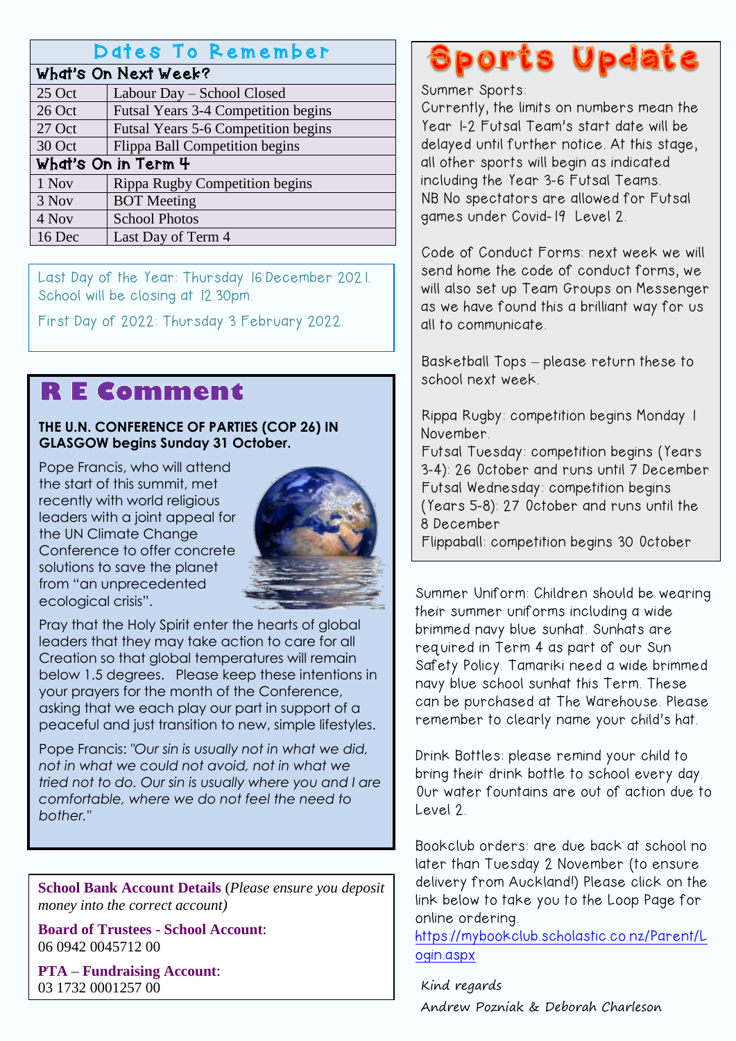## Dates To Remember

| What's On Next Week? | |
|---|---|
| 25 Oct | Labour Day – School Closed |
| 26 Oct | Futsal Years 3-4 Competition begins |
| 27 Oct | Futsal Years 5-6 Competition begins |
| 30 Oct | Flippa Ball Competition begins |
| **What's On in Term 4** | |
| 1 Nov | Rippa Rugby Competition begins |
| 3 Nov | BOT Meeting |
| 4 Nov | School Photos |
| 16 Dec | Last Day of Term 4 |

Last Day of the Year: Thursday 16 December 2021. School will be closing at 12.30pm.

First Day of 2022: Thursday 3 February 2022.

## R E Comment

**THE U.N. CONFERENCE OF PARTIES (COP 26) IN GLASGOW begins Sunday 31 October.**

Pope Francis, who will attend the start of this summit, met recently with world religious leaders with a joint appeal for the UN Climate Change Conference to offer concrete solutions to save the planet from "an unprecedented ecological crisis".

Pray that the Holy Spirit enter the hearts of global leaders that they may take action to care for all Creation so that global temperatures will remain below 1.5 degrees. Please keep these intentions in your prayers for the month of the Conference, asking that we each play our part in support of a peaceful and just transition to new, simple lifestyles.

Pope Francis: *"Our sin is usually not in what we did, not in what we could not avoid, not in what we tried not to do. Our sin is usually where you and I are comfortable, where we do not feel the need to bother."*

**School Bank Account Details** (*Please ensure you deposit money into the correct account)*

**Board of Trustees - School Account**:
06 0942 0045712 00

**PTA – Fundraising Account**:
03 1732 0001257 00

## Sports Update

Summer Sports:
Currently, the limits on numbers mean the Year 1-2 Futsal Team's start date will be delayed until further notice. At this stage, all other sports will begin as indicated including the Year 3-6 Futsal Teams.
NB No spectators are allowed for Futsal games under Covid-19 Level 2.

Code of Conduct Forms: next week we will send home the code of conduct forms, we will also set up Team Groups on Messenger as we have found this a brilliant way for us all to communicate.

Basketball Tops – please return these to school next week.

Rippa Rugby: competition begins Monday 1 November.
Futsal Tuesday: competition begins (Years 3-4): 26 October and runs until 7 December
Futsal Wednesday: competition begins (Years 5-8): 27 October and runs until the 8 December
Flippaball: competition begins 30 October

Summer Uniform: Children should be wearing their summer uniforms including a wide brimmed navy blue sunhat. Sunhats are required in Term 4 as part of our Sun Safety Policy. Tamariki need a wide brimmed navy blue school sunhat this Term. These can be purchased at The Warehouse. Please remember to clearly name your child's hat.

Drink Bottles: please remind your child to bring their drink bottle to school every day. Our water fountains are out of action due to Level 2.

Bookclub orders: are due back at school no later than Tuesday 2 November (to ensure delivery from Auckland!) Please click on the link below to take you to the Loop Page for online ordering.
https://mybookclub.scholastic.co.nz/Parent/Login.aspx

*Kind regards*
*Andrew Pozniak & Deborah Charleson*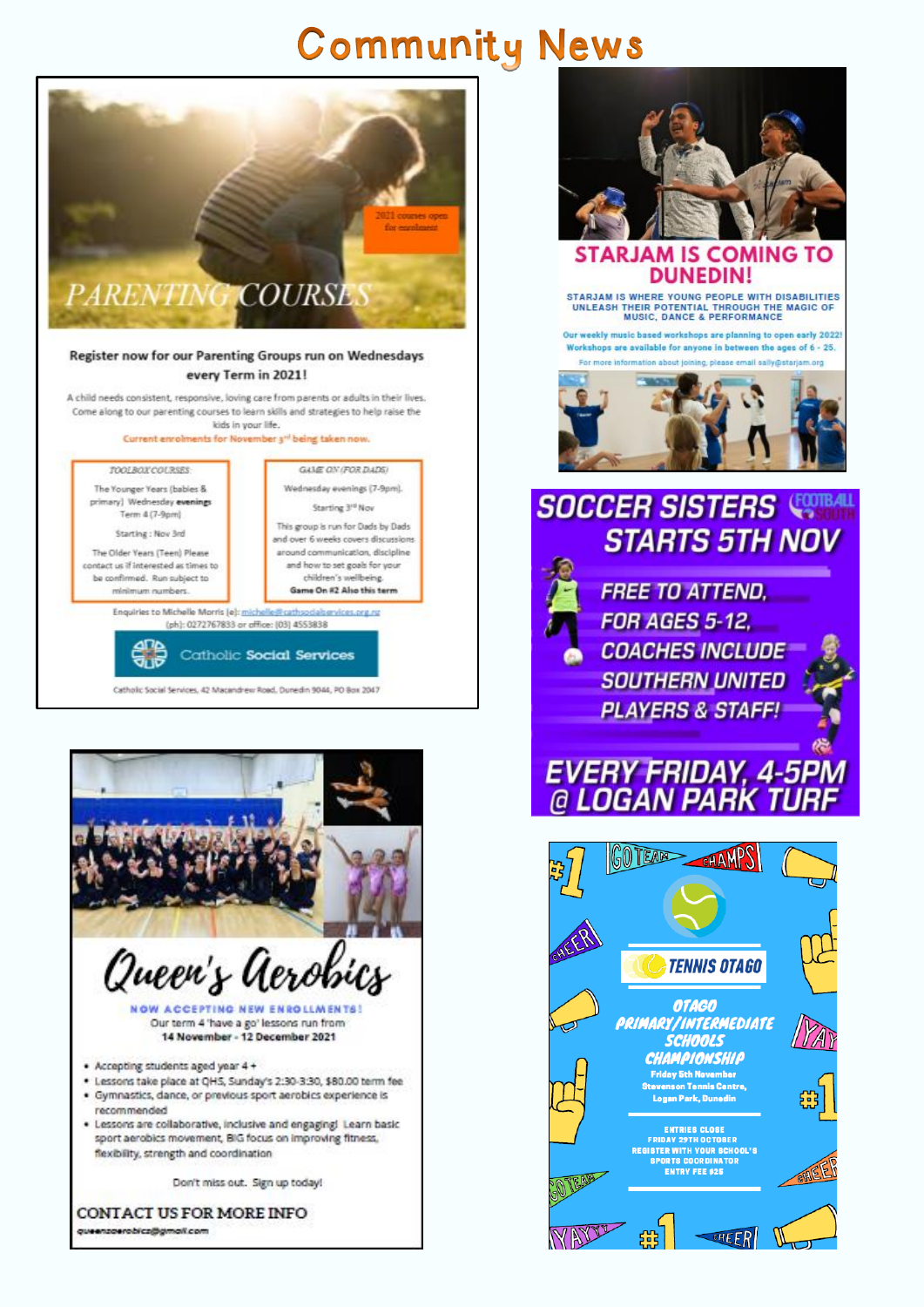# Community News

## PARENTING COURSES

2021 courses open for enrolment

**Register now for our Parenting Groups run on Wednesdays every Term in 2021!**

A child needs consistent, responsive, loving care from parents or adults in their lives. Come along to our parenting courses to learn skills and strategies to help raise the kids in your life.

Current enrolments for November 3rd being taken now.

*TOOLBOX COURSES*

The Younger Years (babies & primary) Wednesday **evenings** Term 4 (7-9pm)

Starting : Nov 3rd

The Older Years (Teen) Please contact us if interested as times to be confirmed. Run subject to minimum numbers.

*GAME ON (FOR DADS)*

Wednesday evenings (7-9pm).

Starting 3rd Nov

This group is run for Dads by Dads and over 6 weeks covers discussions around communication, discipline and how to set goals for your children's wellbeing.

**Game On #2 Also this term**

Enquiries to Michelle Morris (e): michelle@cathsocialservices.org.nz (ph): 0272767833 or office: (03) 4553838

Catholic Social Services

Catholic Social Services, 42 Macandrew Road, Dunedin 9044, PO Box 2047

## STARJAM IS COMING TO DUNEDIN!

STARJAM IS WHERE YOUNG PEOPLE WITH DISABILITIES UNLEASH THEIR POTENTIAL THROUGH THE MAGIC OF MUSIC, DANCE & PERFORMANCE

Our weekly music based workshops are planning to open early 2022! Workshops are available for anyone in between the ages of 6 - 25.

For more information about joining, please email sally@starjam.org

## SOCCER SISTERS STARTS 5TH NOV

FOOTBALL SOUTH

FREE TO ATTEND, FOR AGES 5-12, COACHES INCLUDE SOUTHERN UNITED PLAYERS & STAFF!

EVERY FRIDAY, 4-5PM @ LOGAN PARK TURF

## Queen's Aerobics

**NOW ACCEPTING NEW ENROLLMENTS!**

Our term 4 'have a go' lessons run from **14 November - 12 December 2021**

- Accepting students aged year 4 +
- Lessons take place at QHS, Sunday's 2:30-3:30, $80.00 term fee
- Gymnastics, dance, or previous sport aerobics experience is recommended
- Lessons are collaborative, inclusive and engaging! Learn basic sport aerobics movement, BIG focus on improving fitness, flexibility, strength and coordination

Don't miss out. Sign up today!

CONTACT US FOR MORE INFO

queenszaerobics@gmail.com

## TENNIS OTAGO

OTAGO PRIMARY/INTERMEDIATE SCHOOLS CHAMPIONSHIP

Friday 5th November
Stevenson Tennis Centre,
Logan Park, Dunedin

ENTRIES CLOSE FRIDAY 29TH OCTOBER
REGISTER WITH YOUR SCHOOL'S SPORTS COORDINATOR
ENTRY FEE $25